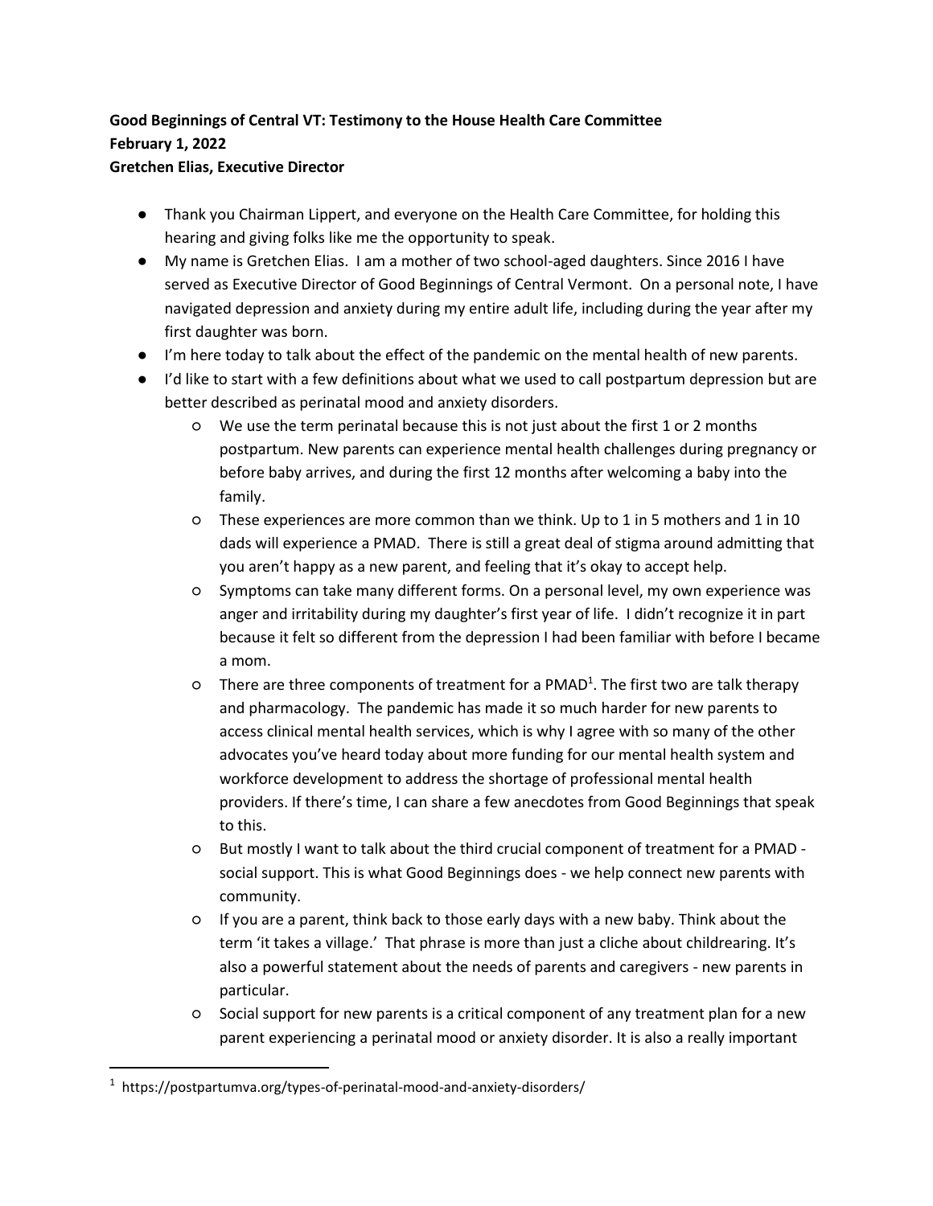**Good Beginnings of Central VT: Testimony to the House Health Care Committee**
**February 1, 2022**
**Gretchen Elias, Executive Director**

- Thank you Chairman Lippert, and everyone on the Health Care Committee, for holding this hearing and giving folks like me the opportunity to speak.
- My name is Gretchen Elias. I am a mother of two school-aged daughters. Since 2016 I have served as Executive Director of Good Beginnings of Central Vermont. On a personal note, I have navigated depression and anxiety during my entire adult life, including during the year after my first daughter was born.
- I'm here today to talk about the effect of the pandemic on the mental health of new parents.
- I'd like to start with a few definitions about what we used to call postpartum depression but are better described as perinatal mood and anxiety disorders.
    - We use the term perinatal because this is not just about the first 1 or 2 months postpartum. New parents can experience mental health challenges during pregnancy or before baby arrives, and during the first 12 months after welcoming a baby into the family.
    - These experiences are more common than we think. Up to 1 in 5 mothers and 1 in 10 dads will experience a PMAD. There is still a great deal of stigma around admitting that you aren't happy as a new parent, and feeling that it's okay to accept help.
    - Symptoms can take many different forms. On a personal level, my own experience was anger and irritability during my daughter's first year of life. I didn't recognize it in part because it felt so different from the depression I had been familiar with before I became a mom.
    - There are three components of treatment for a PMAD[1]. The first two are talk therapy and pharmacology. The pandemic has made it so much harder for new parents to access clinical mental health services, which is why I agree with so many of the other advocates you've heard today about more funding for our mental health system and workforce development to address the shortage of professional mental health providers. If there's time, I can share a few anecdotes from Good Beginnings that speak to this.
    - But mostly I want to talk about the third crucial component of treatment for a PMAD - social support. This is what Good Beginnings does - we help connect new parents with community.
    - If you are a parent, think back to those early days with a new baby. Think about the term 'it takes a village.' That phrase is more than just a cliche about childrearing. It's also a powerful statement about the needs of parents and caregivers - new parents in particular.
    - Social support for new parents is a critical component of any treatment plan for a new parent experiencing a perinatal mood or anxiety disorder. It is also a really important

[1] https://postpartumva.org/types-of-perinatal-mood-and-anxiety-disorders/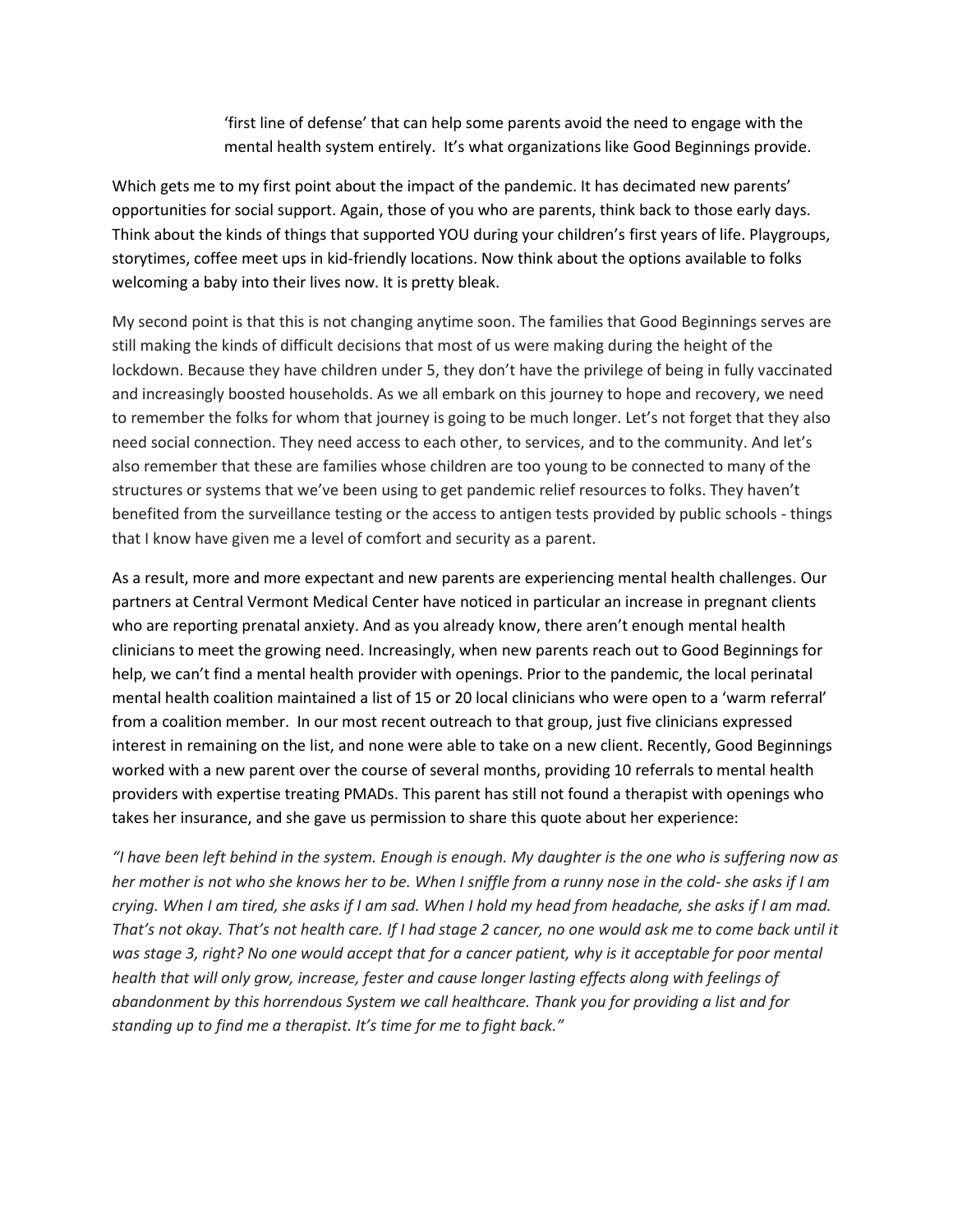> 'first line of defense' that can help some parents avoid the need to engage with the mental health system entirely. It's what organizations like Good Beginnings provide.

Which gets me to my first point about the impact of the pandemic. It has decimated new parents' opportunities for social support. Again, those of you who are parents, think back to those early days. Think about the kinds of things that supported YOU during your children's first years of life. Playgroups, storytimes, coffee meet ups in kid-friendly locations. Now think about the options available to folks welcoming a baby into their lives now. It is pretty bleak.

My second point is that this is not changing anytime soon. The families that Good Beginnings serves are still making the kinds of difficult decisions that most of us were making during the height of the lockdown. Because they have children under 5, they don't have the privilege of being in fully vaccinated and increasingly boosted households. As we all embark on this journey to hope and recovery, we need to remember the folks for whom that journey is going to be much longer. Let's not forget that they also need social connection. They need access to each other, to services, and to the community. And let's also remember that these are families whose children are too young to be connected to many of the structures or systems that we've been using to get pandemic relief resources to folks. They haven't benefited from the surveillance testing or the access to antigen tests provided by public schools - things that I know have given me a level of comfort and security as a parent.

As a result, more and more expectant and new parents are experiencing mental health challenges. Our partners at Central Vermont Medical Center have noticed in particular an increase in pregnant clients who are reporting prenatal anxiety. And as you already know, there aren't enough mental health clinicians to meet the growing need. Increasingly, when new parents reach out to Good Beginnings for help, we can't find a mental health provider with openings. Prior to the pandemic, the local perinatal mental health coalition maintained a list of 15 or 20 local clinicians who were open to a 'warm referral' from a coalition member. In our most recent outreach to that group, just five clinicians expressed interest in remaining on the list, and none were able to take on a new client. Recently, Good Beginnings worked with a new parent over the course of several months, providing 10 referrals to mental health providers with expertise treating PMADs. This parent has still not found a therapist with openings who takes her insurance, and she gave us permission to share this quote about her experience:

*"I have been left behind in the system. Enough is enough. My daughter is the one who is suffering now as her mother is not who she knows her to be. When I sniffle from a runny nose in the cold- she asks if I am crying. When I am tired, she asks if I am sad. When I hold my head from headache, she asks if I am mad. That's not okay. That's not health care. If I had stage 2 cancer, no one would ask me to come back until it was stage 3, right? No one would accept that for a cancer patient, why is it acceptable for poor mental health that will only grow, increase, fester and cause longer lasting effects along with feelings of abandonment by this horrendous System we call healthcare. Thank you for providing a list and for standing up to find me a therapist. It's time for me to fight back."*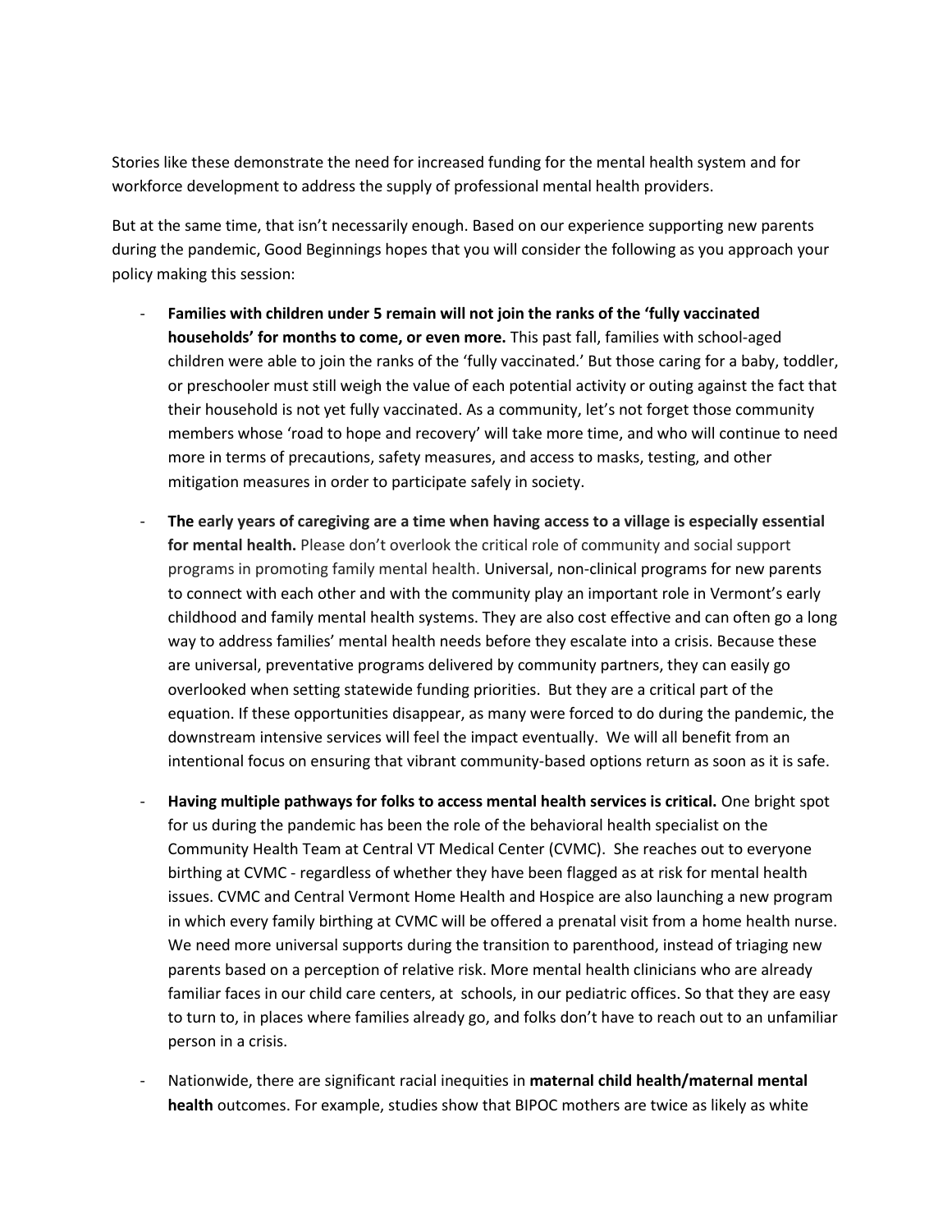Stories like these demonstrate the need for increased funding for the mental health system and for workforce development to address the supply of professional mental health providers.

But at the same time, that isn't necessarily enough. Based on our experience supporting new parents during the pandemic, Good Beginnings hopes that you will consider the following as you approach your policy making this session:

- **Families with children under 5 remain will not join the ranks of the 'fully vaccinated households' for months to come, or even more.** This past fall, families with school-aged children were able to join the ranks of the 'fully vaccinated.' But those caring for a baby, toddler, or preschooler must still weigh the value of each potential activity or outing against the fact that their household is not yet fully vaccinated. As a community, let's not forget those community members whose 'road to hope and recovery' will take more time, and who will continue to need more in terms of precautions, safety measures, and access to masks, testing, and other mitigation measures in order to participate safely in society.

- **The early years of caregiving are a time when having access to a village is especially essential for mental health.** Please don't overlook the critical role of community and social support programs in promoting family mental health. Universal, non-clinical programs for new parents to connect with each other and with the community play an important role in Vermont's early childhood and family mental health systems. They are also cost effective and can often go a long way to address families' mental health needs before they escalate into a crisis. Because these are universal, preventative programs delivered by community partners, they can easily go overlooked when setting statewide funding priorities. But they are a critical part of the equation. If these opportunities disappear, as many were forced to do during the pandemic, the downstream intensive services will feel the impact eventually. We will all benefit from an intentional focus on ensuring that vibrant community-based options return as soon as it is safe.

- **Having multiple pathways for folks to access mental health services is critical.** One bright spot for us during the pandemic has been the role of the behavioral health specialist on the Community Health Team at Central VT Medical Center (CVMC). She reaches out to everyone birthing at CVMC - regardless of whether they have been flagged as at risk for mental health issues. CVMC and Central Vermont Home Health and Hospice are also launching a new program in which every family birthing at CVMC will be offered a prenatal visit from a home health nurse. We need more universal supports during the transition to parenthood, instead of triaging new parents based on a perception of relative risk. More mental health clinicians who are already familiar faces in our child care centers, at schools, in our pediatric offices. So that they are easy to turn to, in places where families already go, and folks don't have to reach out to an unfamiliar person in a crisis.

- Nationwide, there are significant racial inequities in **maternal child health/maternal mental health** outcomes. For example, studies show that BIPOC mothers are twice as likely as white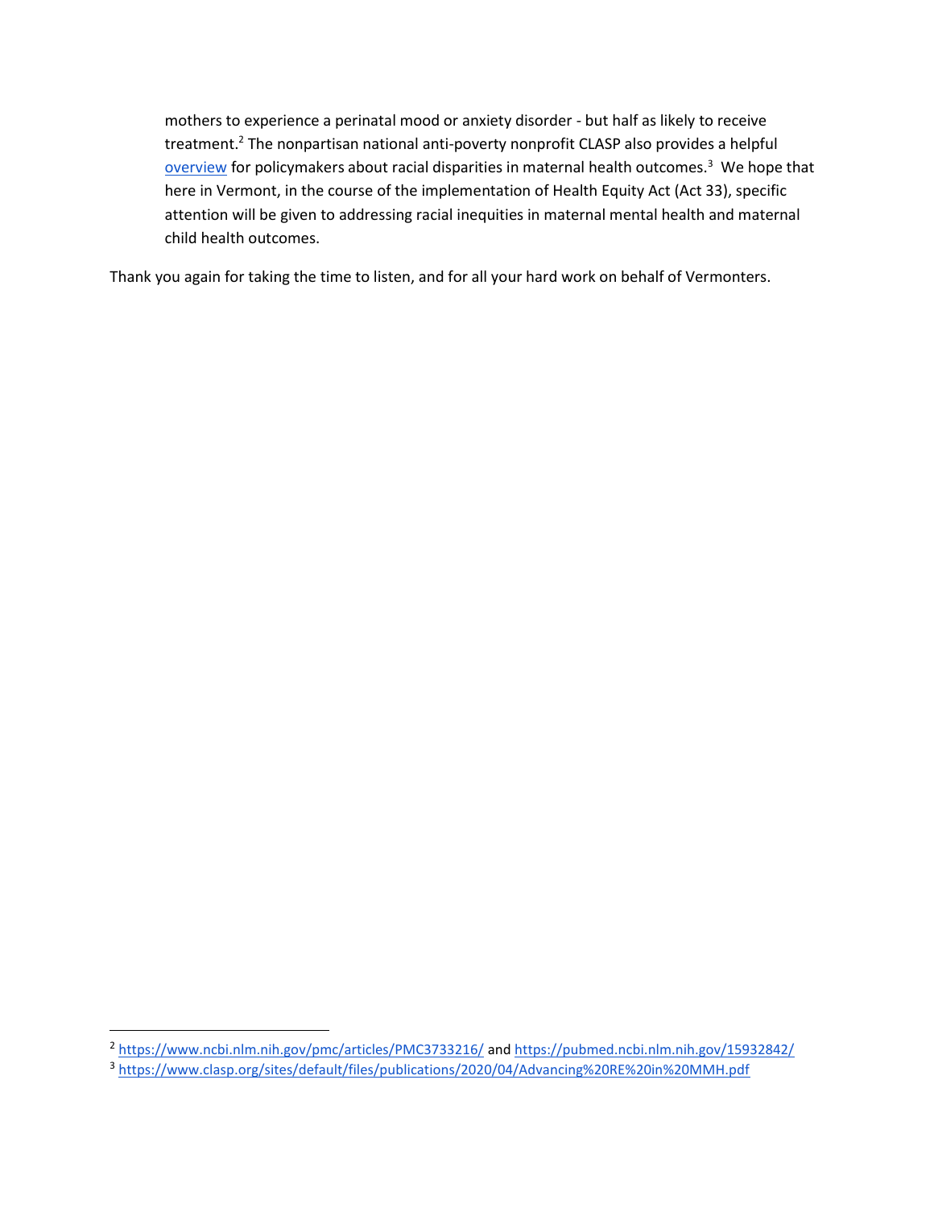mothers to experience a perinatal mood or anxiety disorder - but half as likely to receive treatment.[2] The nonpartisan national anti-poverty nonprofit CLASP also provides a helpful overview for policymakers about racial disparities in maternal health outcomes.[3] We hope that here in Vermont, in the course of the implementation of Health Equity Act (Act 33), specific attention will be given to addressing racial inequities in maternal mental health and maternal child health outcomes.

Thank you again for taking the time to listen, and for all your hard work on behalf of Vermonters.

---

[2] https://www.ncbi.nlm.nih.gov/pmc/articles/PMC3733216/ and https://pubmed.ncbi.nlm.nih.gov/15932842/

[3] https://www.clasp.org/sites/default/files/publications/2020/04/Advancing%20RE%20in%20MMH.pdf